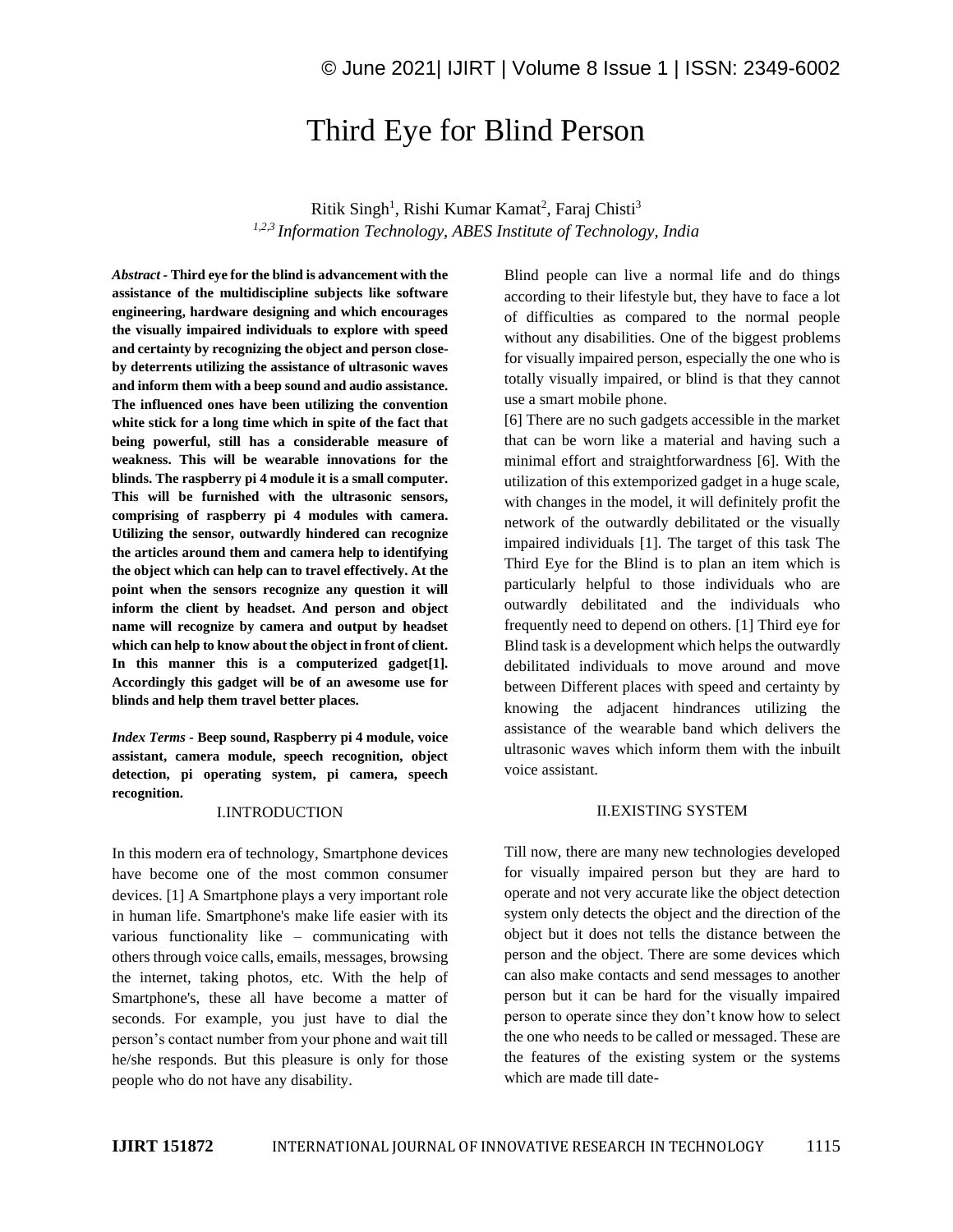# Third Eye for Blind Person

Ritik Singh[1], Rishi Kumar Kamat[2], Faraj Chisti[3]

*[1,2,3] Information Technology, ABES Institute of Technology, India*

***Abstract -*** **Third eye for the blind is advancement with the assistance of the multidiscipline subjects like software engineering, hardware designing and which encourages the visually impaired individuals to explore with speed and certainty by recognizing the object and person close-by deterrents utilizing the assistance of ultrasonic waves and inform them with a beep sound and audio assistance. The influenced ones have been utilizing the convention white stick for a long time which in spite of the fact that being powerful, still has a considerable measure of weakness. This will be wearable innovations for the blinds. The raspberry pi 4 module it is a small computer. This will be furnished with the ultrasonic sensors, comprising of raspberry pi 4 modules with camera. Utilizing the sensor, outwardly hindered can recognize the articles around them and camera help to identifying the object which can help can to travel effectively. At the point when the sensors recognize any question it will inform the client by headset. And person and object name will recognize by camera and output by headset which can help to know about the object in front of client. In this manner this is a computerized gadget[1]. Accordingly this gadget will be of an awesome use for blinds and help them travel better places.**

***Index Terms -*** **Beep sound, Raspberry pi 4 module, voice assistant, camera module, speech recognition, object detection, pi operating system, pi camera, speech recognition.**

## I.INTRODUCTION

In this modern era of technology, Smartphone devices have become one of the most common consumer devices. [1] A Smartphone plays a very important role in human life. Smartphone's make life easier with its various functionality like – communicating with others through voice calls, emails, messages, browsing the internet, taking photos, etc. With the help of Smartphone's, these all have become a matter of seconds. For example, you just have to dial the person's contact number from your phone and wait till he/she responds. But this pleasure is only for those people who do not have any disability.

Blind people can live a normal life and do things according to their lifestyle but, they have to face a lot of difficulties as compared to the normal people without any disabilities. One of the biggest problems for visually impaired person, especially the one who is totally visually impaired, or blind is that they cannot use a smart mobile phone.

[6] There are no such gadgets accessible in the market that can be worn like a material and having such a minimal effort and straightforwardness [6]. With the utilization of this extemporized gadget in a huge scale, with changes in the model, it will definitely profit the network of the outwardly debilitated or the visually impaired individuals [1]. The target of this task The Third Eye for the Blind is to plan an item which is particularly helpful to those individuals who are outwardly debilitated and the individuals who frequently need to depend on others. [1] Third eye for Blind task is a development which helps the outwardly debilitated individuals to move around and move between Different places with speed and certainty by knowing the adjacent hindrances utilizing the assistance of the wearable band which delivers the ultrasonic waves which inform them with the inbuilt voice assistant.

## II.EXISTING SYSTEM

Till now, there are many new technologies developed for visually impaired person but they are hard to operate and not very accurate like the object detection system only detects the object and the direction of the object but it does not tells the distance between the person and the object. There are some devices which can also make contacts and send messages to another person but it can be hard for the visually impaired person to operate since they don't know how to select the one who needs to be called or messaged. These are the features of the existing system or the systems which are made till date-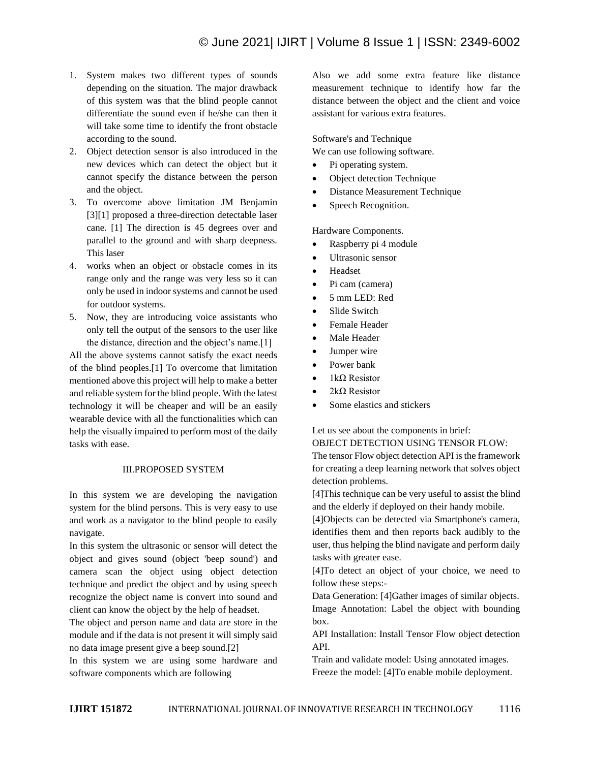1. System makes two different types of sounds depending on the situation. The major drawback of this system was that the blind people cannot differentiate the sound even if he/she can then it will take some time to identify the front obstacle according to the sound.
2. Object detection sensor is also introduced in the new devices which can detect the object but it cannot specify the distance between the person and the object.
3. To overcome above limitation JM Benjamin [3][1] proposed a three-direction detectable laser cane. [1] The direction is 45 degrees over and parallel to the ground and with sharp deepness. This laser
4. works when an object or obstacle comes in its range only and the range was very less so it can only be used in indoor systems and cannot be used for outdoor systems.
5. Now, they are introducing voice assistants who only tell the output of the sensors to the user like the distance, direction and the object's name.[1]

All the above systems cannot satisfy the exact needs of the blind peoples.[1] To overcome that limitation mentioned above this project will help to make a better and reliable system for the blind people. With the latest technology it will be cheaper and will be an easily wearable device with all the functionalities which can help the visually impaired to perform most of the daily tasks with ease.

## III.PROPOSED SYSTEM

In this system we are developing the navigation system for the blind persons. This is very easy to use and work as a navigator to the blind people to easily navigate.

In this system the ultrasonic or sensor will detect the object and gives sound (object 'beep sound') and camera scan the object using object detection technique and predict the object and by using speech recognize the object name is convert into sound and client can know the object by the help of headset.

The object and person name and data are store in the module and if the data is not present it will simply said no data image present give a beep sound.[2]

In this system we are using some hardware and software components which are following

Also we add some extra feature like distance measurement technique to identify how far the distance between the object and the client and voice assistant for various extra features.

Software's and Technique

We can use following software.

- Pi operating system.
- Object detection Technique
- Distance Measurement Technique
- Speech Recognition.

Hardware Components.

- Raspberry pi 4 module
- Ultrasonic sensor
- Headset
- Pi cam (camera)
- 5 mm LED: Red
- Slide Switch
- Female Header
- Male Header
- Jumper wire
- Power bank
- 1kΩ Resistor
- 2kΩ Resistor
- Some elastics and stickers

Let us see about the components in brief:

OBJECT DETECTION USING TENSOR FLOW:

The tensor Flow object detection API is the framework for creating a deep learning network that solves object detection problems.

[4]This technique can be very useful to assist the blind and the elderly if deployed on their handy mobile.

[4]Objects can be detected via Smartphone's camera, identifies them and then reports back audibly to the user, thus helping the blind navigate and perform daily tasks with greater ease.

[4]To detect an object of your choice, we need to follow these steps:-

Data Generation: [4]Gather images of similar objects.

Image Annotation: Label the object with bounding box.

API Installation: Install Tensor Flow object detection API.

Train and validate model: Using annotated images.

Freeze the model: [4]To enable mobile deployment.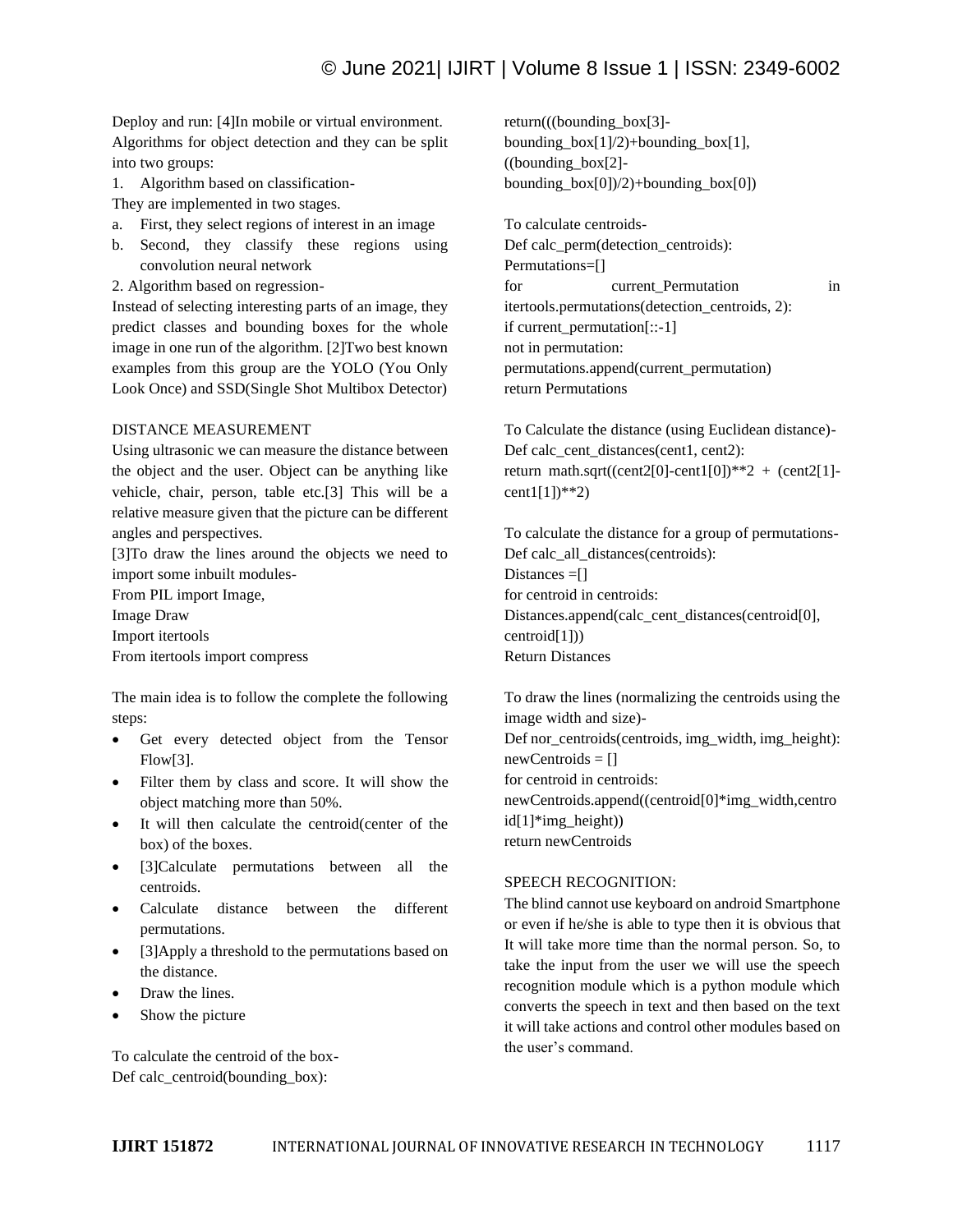Deploy and run: [4]In mobile or virtual environment.

Algorithms for object detection and they can be split into two groups:

1. Algorithm based on classification-

They are implemented in two stages.

a. First, they select regions of interest in an image
b. Second, they classify these regions using convolution neural network

2. Algorithm based on regression-

Instead of selecting interesting parts of an image, they predict classes and bounding boxes for the whole image in one run of the algorithm. [2]Two best known examples from this group are the YOLO (You Only Look Once) and SSD(Single Shot Multibox Detector)

DISTANCE MEASUREMENT

Using ultrasonic we can measure the distance between the object and the user. Object can be anything like vehicle, chair, person, table etc.[3] This will be a relative measure given that the picture can be different angles and perspectives.

[3]To draw the lines around the objects we need to import some inbuilt modules-

```
From PIL import Image,
Image Draw
Import itertools
From itertools import compress
```

The main idea is to follow the complete the following steps:

- Get every detected object from the Tensor Flow[3].
- Filter them by class and score. It will show the object matching more than 50%.
- It will then calculate the centroid(center of the box) of the boxes.
- [3]Calculate permutations between all the centroids.
- Calculate distance between the different permutations.
- [3]Apply a threshold to the permutations based on the distance.
- Draw the lines.
- Show the picture

To calculate the centroid of the box-

```
Def calc_centroid(bounding_box):
return(((bounding_box[3]-bounding_box[1]/2)+bounding_box[1],
((bounding_box[2]-bounding_box[0])/2)+bounding_box[0])
```

To calculate centroids-

```
Def calc_perm(detection_centroids):
Permutations=[]
for current_Permutation in itertools.permutations(detection_centroids, 2):
if current_permutation[::-1]
not in permutation:
permutations.append(current_permutation)
return Permutations
```

To Calculate the distance (using Euclidean distance)-

```
Def calc_cent_distances(cent1, cent2):
return math.sqrt((cent2[0]-cent1[0])**2 + (cent2[1]-cent1[1])**2)
```

To calculate the distance for a group of permutations-

```
Def calc_all_distances(centroids):
Distances =[]
for centroid in centroids:
Distances.append(calc_cent_distances(centroid[0], centroid[1]))
Return Distances
```

To draw the lines (normalizing the centroids using the image width and size)-

```
Def nor_centroids(centroids, img_width, img_height):
newCentroids = []
for centroid in centroids:
newCentroids.append((centroid[0]*img_width,centroid[1]*img_height))
return newCentroids
```

SPEECH RECOGNITION:

The blind cannot use keyboard on android Smartphone or even if he/she is able to type then it is obvious that It will take more time than the normal person. So, to take the input from the user we will use the speech recognition module which is a python module which converts the speech in text and then based on the text it will take actions and control other modules based on the user's command.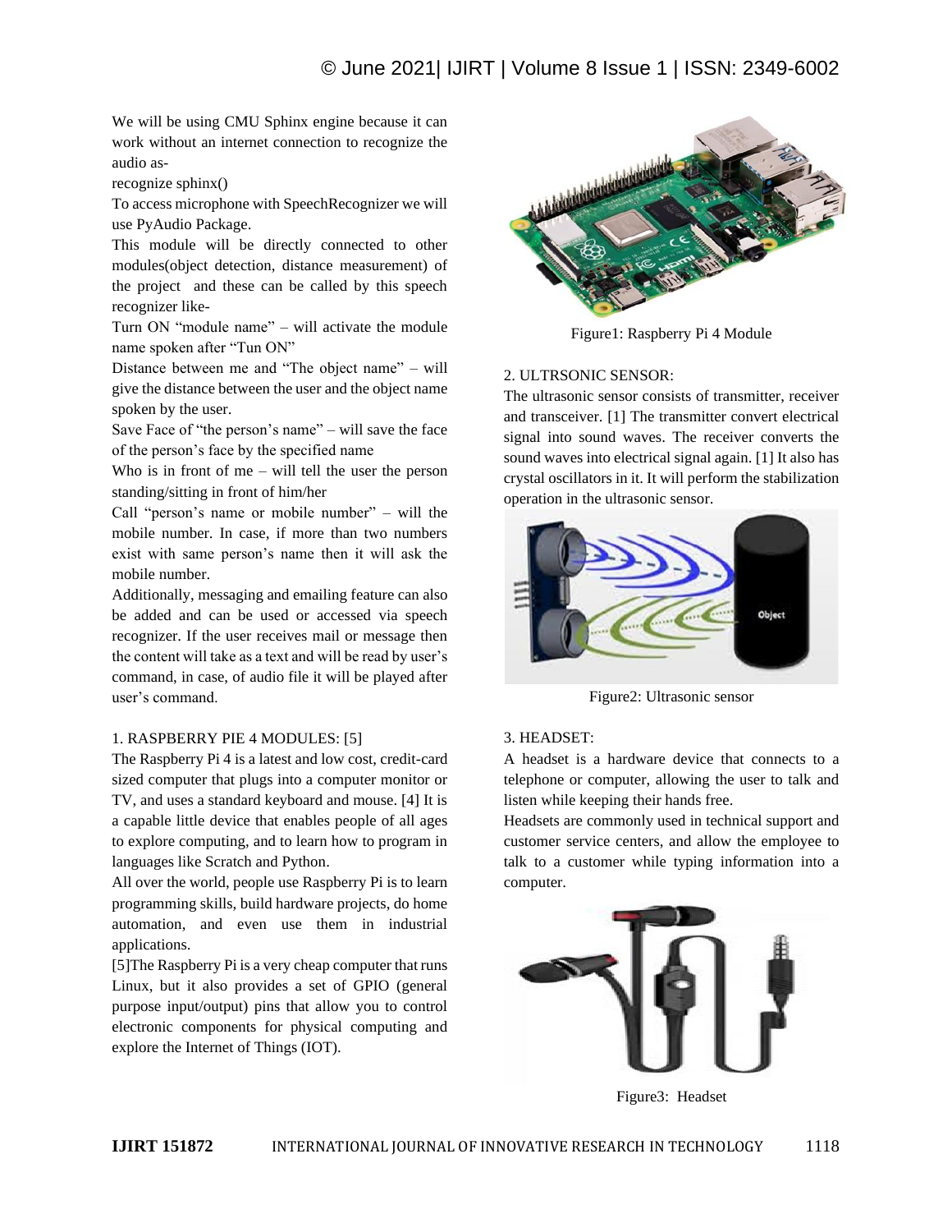We will be using CMU Sphinx engine because it can work without an internet connection to recognize the audio as-

recognize sphinx()

To access microphone with SpeechRecognizer we will use PyAudio Package.

This module will be directly connected to other modules(object detection, distance measurement) of the project and these can be called by this speech recognizer like-

Turn ON "module name" – will activate the module name spoken after "Tun ON"

Distance between me and "The object name" – will give the distance between the user and the object name spoken by the user.

Save Face of "the person's name" – will save the face of the person's face by the specified name

Who is in front of me – will tell the user the person standing/sitting in front of him/her

Call "person's name or mobile number" – will the mobile number. In case, if more than two numbers exist with same person's name then it will ask the mobile number.

Additionally, messaging and emailing feature can also be added and can be used or accessed via speech recognizer. If the user receives mail or message then the content will take as a text and will be read by user's command, in case, of audio file it will be played after user's command.

1. RASPBERRY PIE 4 MODULES: [5]

The Raspberry Pi 4 is a latest and low cost, credit-card sized computer that plugs into a computer monitor or TV, and uses a standard keyboard and mouse. [4] It is a capable little device that enables people of all ages to explore computing, and to learn how to program in languages like Scratch and Python.

All over the world, people use Raspberry Pi is to learn programming skills, build hardware projects, do home automation, and even use them in industrial applications.

[5]The Raspberry Pi is a very cheap computer that runs Linux, but it also provides a set of GPIO (general purpose input/output) pins that allow you to control electronic components for physical computing and explore the Internet of Things (IOT).

Figure1: Raspberry Pi 4 Module

2. ULTRSONIC SENSOR:

The ultrasonic sensor consists of transmitter, receiver and transceiver. [1] The transmitter convert electrical signal into sound waves. The receiver converts the sound waves into electrical signal again. [1] It also has crystal oscillators in it. It will perform the stabilization operation in the ultrasonic sensor.

Figure2: Ultrasonic sensor

3. HEADSET:

A headset is a hardware device that connects to a telephone or computer, allowing the user to talk and listen while keeping their hands free.

Headsets are commonly used in technical support and customer service centers, and allow the employee to talk to a customer while typing information into a computer.

Figure3: Headset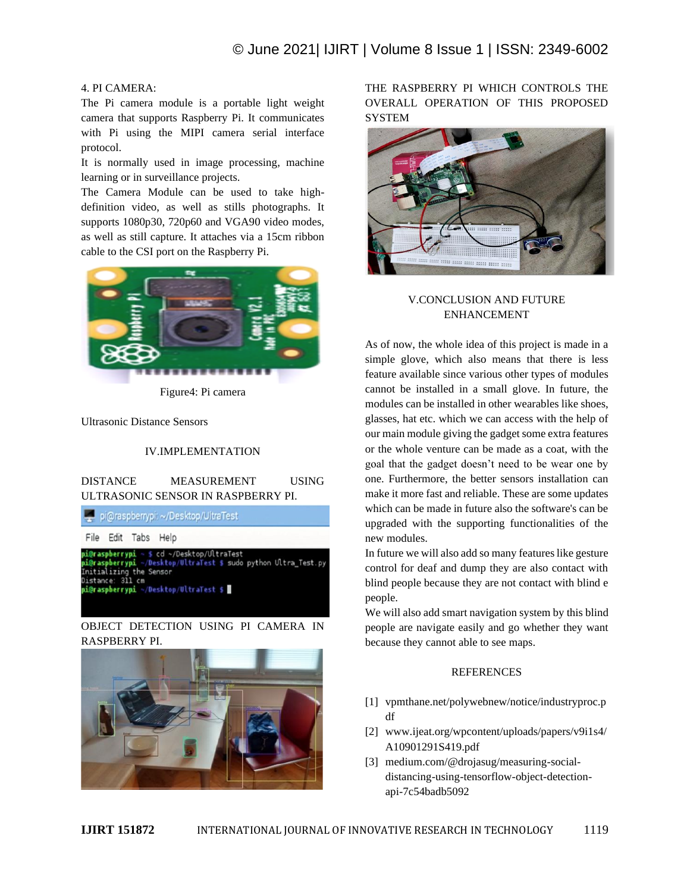4. PI CAMERA:

The Pi camera module is a portable light weight camera that supports Raspberry Pi. It communicates with Pi using the MIPI camera serial interface protocol.

It is normally used in image processing, machine learning or in surveillance projects.

The Camera Module can be used to take high-definition video, as well as stills photographs. It supports 1080p30, 720p60 and VGA90 video modes, as well as still capture. It attaches via a 15cm ribbon cable to the CSI port on the Raspberry Pi.

Figure4: Pi camera

Ultrasonic Distance Sensors

## IV.IMPLEMENTATION

DISTANCE MEASUREMENT USING ULTRASONIC SENSOR IN RASPBERRY PI.

```
pi@raspberrypi: ~/Desktop/UltraTest
File Edit Tabs Help
pi@raspberrypi ~ $ cd ~/Desktop/UltraTest
pi@raspberrypi ~/Desktop/UltraTest $ sudo python Ultra_Test.py
Initializing the Sensor
Distance: 311 cm
pi@raspberrypi ~/Desktop/UltraTest $
```

OBJECT DETECTION USING PI CAMERA IN RASPBERRY PI.

THE RASPBERRY PI WHICH CONTROLS THE OVERALL OPERATION OF THIS PROPOSED SYSTEM

## V.CONCLUSION AND FUTURE ENHANCEMENT

As of now, the whole idea of this project is made in a simple glove, which also means that there is less feature available since various other types of modules cannot be installed in a small glove. In future, the modules can be installed in other wearables like shoes, glasses, hat etc. which we can access with the help of our main module giving the gadget some extra features or the whole venture can be made as a coat, with the goal that the gadget doesn't need to be wear one by one. Furthermore, the better sensors installation can make it more fast and reliable. These are some updates which can be made in future also the software's can be upgraded with the supporting functionalities of the new modules.

In future we will also add so many features like gesture control for deaf and dump they are also contact with blind people because they are not contact with blind e people.

We will also add smart navigation system by this blind people are navigate easily and go whether they want because they cannot able to see maps.

## REFERENCES

[1] vpmthane.net/polywebnew/notice/industryproc.pdf

[2] www.ijeat.org/wpcontent/uploads/papers/v9i1s4/A10901291S419.pdf

[3] medium.com/@drojasug/measuring-social-distancing-using-tensorflow-object-detection-api-7c54badb5092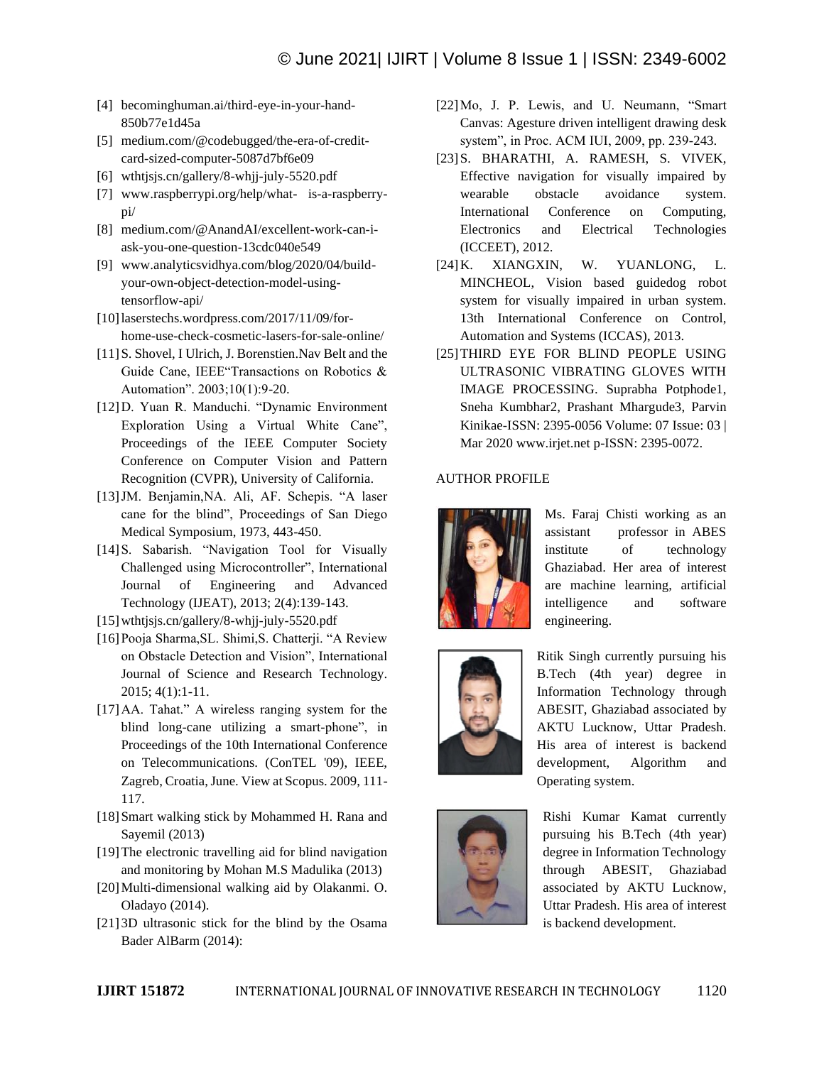[4] becominghuman.ai/third-eye-in-your-hand-850b77e1d45a

[5] medium.com/@codebugged/the-era-of-credit-card-sized-computer-5087d7bf6e09

[6] wthtjsjs.cn/gallery/8-whjj-july-5520.pdf

[7] www.raspberrypi.org/help/what- is-a-raspberry-pi/

[8] medium.com/@AnandAI/excellent-work-can-i-ask-you-one-question-13cdc040e549

[9] www.analyticsvidhya.com/blog/2020/04/build-your-own-object-detection-model-using-tensorflow-api/

[10] laserstechs.wordpress.com/2017/11/09/for-home-use-check-cosmetic-lasers-for-sale-online/

[11] S. Shovel, I Ulrich, J. Borenstien.Nav Belt and the Guide Cane, IEEE"Transactions on Robotics & Automation". 2003;10(1):9-20.

[12] D. Yuan R. Manduchi. "Dynamic Environment Exploration Using a Virtual White Cane", Proceedings of the IEEE Computer Society Conference on Computer Vision and Pattern Recognition (CVPR), University of California.

[13] JM. Benjamin,NA. Ali, AF. Schepis. "A laser cane for the blind", Proceedings of San Diego Medical Symposium, 1973, 443-450.

[14] S. Sabarish. "Navigation Tool for Visually Challenged using Microcontroller", International Journal of Engineering and Advanced Technology (IJEAT), 2013; 2(4):139-143.

[15] wthtjsjs.cn/gallery/8-whjj-july-5520.pdf

[16] Pooja Sharma,SL. Shimi,S. Chatterji. "A Review on Obstacle Detection and Vision", International Journal of Science and Research Technology. 2015; 4(1):1-11.

[17] AA. Tahat." A wireless ranging system for the blind long-cane utilizing a smart-phone", in Proceedings of the 10th International Conference on Telecommunications. (ConTEL '09), IEEE, Zagreb, Croatia, June. View at Scopus. 2009, 111-117.

[18] Smart walking stick by Mohammed H. Rana and Sayemil (2013)

[19] The electronic travelling aid for blind navigation and monitoring by Mohan M.S Madulika (2013)

[20] Multi-dimensional walking aid by Olakanmi. O. Oladayo (2014).

[21] 3D ultrasonic stick for the blind by the Osama Bader AlBarm (2014):

[22] Mo, J. P. Lewis, and U. Neumann, "Smart Canvas: Agesture driven intelligent drawing desk system", in Proc. ACM IUI, 2009, pp. 239-243.

[23] S. BHARATHI, A. RAMESH, S. VIVEK, Effective navigation for visually impaired by wearable obstacle avoidance system. International Conference on Computing, Electronics and Electrical Technologies (ICCEET), 2012.

[24] K. XIANGXIN, W. YUANLONG, L. MINCHEOL, Vision based guidedog robot system for visually impaired in urban system. 13th International Conference on Control, Automation and Systems (ICCAS), 2013.

[25] THIRD EYE FOR BLIND PEOPLE USING ULTRASONIC VIBRATING GLOVES WITH IMAGE PROCESSING. Suprabha Potphode1, Sneha Kumbhar2, Prashant Mhargude3, Parvin Kinikae-ISSN: 2395-0056 Volume: 07 Issue: 03 | Mar 2020 www.irjet.net p-ISSN: 2395-0072.

## AUTHOR PROFILE

Ms. Faraj Chisti working as an assistant professor in ABES institute of technology Ghaziabad. Her area of interest are machine learning, artificial intelligence and software engineering.

Ritik Singh currently pursuing his B.Tech (4th year) degree in Information Technology through ABESIT, Ghaziabad associated by AKTU Lucknow, Uttar Pradesh. His area of interest is backend development, Algorithm and Operating system.

Rishi Kumar Kamat currently pursuing his B.Tech (4th year) degree in Information Technology through ABESIT, Ghaziabad associated by AKTU Lucknow, Uttar Pradesh. His area of interest is backend development.